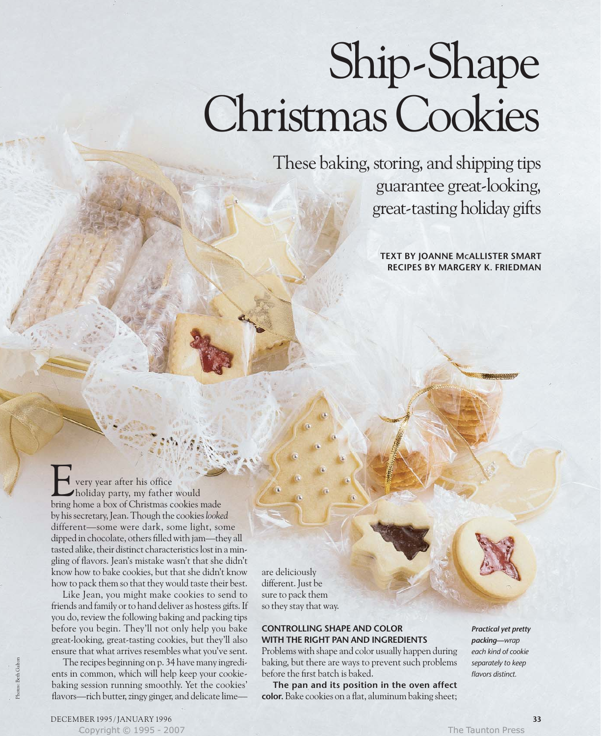# Ship-Shape Christmas Cookies

## These baking, storing, and shipping tips guarantee great-looking, great-tasting holiday gifts

**TEXT BY JOANNE McALLISTER SMART**
**RECIPES BY MARGERY K. FRIEDMAN**

Every year after his office holiday party, my father would bring home a box of Christmas cookies made by his secretary, Jean. Though the cookies *looked* different—some were dark, some light, some dipped in chocolate, others filled with jam—they all tasted alike, their distinct characteristics lost in a mingling of flavors. Jean's mistake wasn't that she didn't know how to bake cookies, but that she didn't know how to pack them so that they would taste their best.

Like Jean, you might make cookies to send to friends and family or to hand deliver as hostess gifts. If you do, review the following baking and packing tips before you begin. They'll not only help you bake great-looking, great-tasting cookies, but they'll also ensure that what arrives resembles what you've sent.

The recipes beginning on p. 34 have many ingredients in common, which will help keep your cookie-baking session running smoothly. Yet the cookies' flavors—rich butter, zingy ginger, and delicate lime—are deliciously different. Just be sure to pack them so they stay that way.

### CONTROLLING SHAPE AND COLOR WITH THE RIGHT PAN AND INGREDIENTS

Problems with shape and color usually happen during baking, but there are ways to prevent such problems before the first batch is baked.

**The pan and its position in the oven affect color.** Bake cookies on a flat, aluminum baking sheet;

*Practical yet pretty packing—wrap each kind of cookie separately to keep flavors distinct.*

Photos: Beth Galton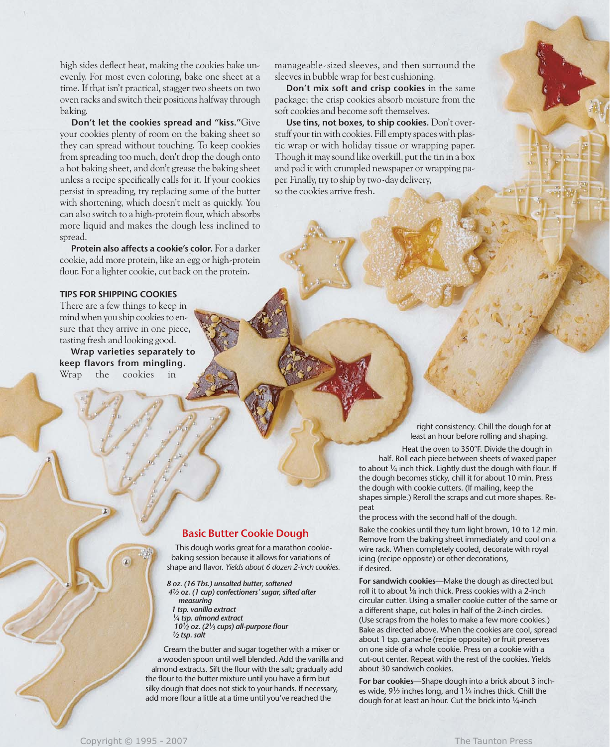high sides deflect heat, making the cookies bake unevenly. For most even coloring, bake one sheet at a time. If that isn't practical, stagger two sheets on two oven racks and switch their positions halfway through baking.

**Don't let the cookies spread and "kiss."** Give your cookies plenty of room on the baking sheet so they can spread without touching. To keep cookies from spreading too much, don't drop the dough onto a hot baking sheet, and don't grease the baking sheet unless a recipe specifically calls for it. If your cookies persist in spreading, try replacing some of the butter with shortening, which doesn't melt as quickly. You can also switch to a high-protein flour, which absorbs more liquid and makes the dough less inclined to spread.

**Protein also affects a cookie's color.** For a darker cookie, add more protein, like an egg or high-protein flour. For a lighter cookie, cut back on the protein.

### TIPS FOR SHIPPING COOKIES

There are a few things to keep in mind when you ship cookies to ensure that they arrive in one piece, tasting fresh and looking good.

**Wrap varieties separately to keep flavors from mingling.** Wrap the cookies in manageable-sized sleeves, and then surround the sleeves in bubble wrap for best cushioning.

**Don't mix soft and crisp cookies** in the same package; the crisp cookies absorb moisture from the soft cookies and become soft themselves.

**Use tins, not boxes, to ship cookies.** Don't overstuff your tin with cookies. Fill empty spaces with plastic wrap or with holiday tissue or wrapping paper. Though it may sound like overkill, put the tin in a box and pad it with crumpled newspaper or wrapping paper. Finally, try to ship by two-day delivery, so the cookies arrive fresh.

## Basic Butter Cookie Dough

This dough works great for a marathon cookie-baking session because it allows for variations of shape and flavor. *Yields about 6 dozen 2-inch cookies.*

***8 oz. (16 Tbs.) unsalted butter, softened***
***4½ oz. (1 cup) confectioners' sugar, sifted after measuring***
***1 tsp. vanilla extract***
***¼ tsp. almond extract***
***10½ oz. (2⅓ cups) all-purpose flour***
***½ tsp. salt***

Cream the butter and sugar together with a mixer or a wooden spoon until well blended. Add the vanilla and almond extracts. Sift the flour with the salt; gradually add the flour to the butter mixture until you have a firm but silky dough that does not stick to your hands. If necessary, add more flour a little at a time until you've reached the right consistency. Chill the dough for at least an hour before rolling and shaping.

Heat the oven to 350°F. Divide the dough in half. Roll each piece between sheets of waxed paper to about ¼ inch thick. Lightly dust the dough with flour. If the dough becomes sticky, chill it for about 10 min. Press the dough with cookie cutters. (If mailing, keep the shapes simple.) Reroll the scraps and cut more shapes. Repeat the process with the second half of the dough.

Bake the cookies until they turn light brown, 10 to 12 min. Remove from the baking sheet immediately and cool on a wire rack. When completely cooled, decorate with royal icing (recipe opposite) or other decorations, if desired.

**For sandwich cookies**—Make the dough as directed but roll it to about ⅛ inch thick. Press cookies with a 2-inch circular cutter. Using a smaller cookie cutter of the same or a different shape, cut holes in half of the 2-inch circles. (Use scraps from the holes to make a few more cookies.) Bake as directed above. When the cookies are cool, spread about 1 tsp. ganache (recipe opposite) or fruit preserves on one side of a whole cookie. Press on a cookie with a cut-out center. Repeat with the rest of the cookies. Yields about 30 sandwich cookies.

**For bar cookies**—Shape dough into a brick about 3 inches wide, 9½ inches long, and 1¼ inches thick. Chill the dough for at least an hour. Cut the brick into ¼-inch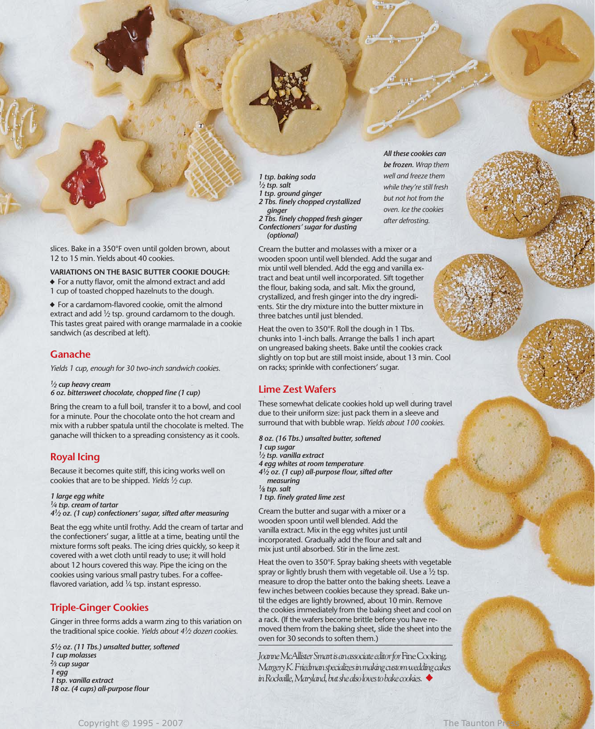slices. Bake in a 350°F oven until golden brown, about 12 to 15 min. Yields about 40 cookies.

**VARIATIONS ON THE BASIC BUTTER COOKIE DOUGH:**

◆ For a nutty flavor, omit the almond extract and add 1 cup of toasted chopped hazelnuts to the dough.

◆ For a cardamom-flavored cookie, omit the almond extract and add ½ tsp. ground cardamom to the dough. This tastes great paired with orange marmalade in a cookie sandwich (as described at left).

## Ganache

*Yields 1 cup, enough for 30 two-inch sandwich cookies.*

*½ cup heavy cream*
*6 oz. bittersweet chocolate, chopped fine (1 cup)*

Bring the cream to a full boil, transfer it to a bowl, and cool for a minute. Pour the chocolate onto the hot cream and mix with a rubber spatula until the chocolate is melted. The ganache will thicken to a spreading consistency as it cools.

## Royal Icing

Because it becomes quite stiff, this icing works well on cookies that are to be shipped. *Yields ½ cup.*

*1 large egg white*
*¼ tsp. cream of tartar*
*4½ oz. (1 cup) confectioners' sugar, sifted after measuring*

Beat the egg white until frothy. Add the cream of tartar and the confectioners' sugar, a little at a time, beating until the mixture forms soft peaks. The icing dries quickly, so keep it covered with a wet cloth until ready to use; it will hold about 12 hours covered this way. Pipe the icing on the cookies using various small pastry tubes. For a coffee-flavored variation, add ¼ tsp. instant espresso.

## Triple-Ginger Cookies

Ginger in three forms adds a warm zing to this variation on the traditional spice cookie. *Yields about 4½ dozen cookies.*

*5½ oz. (11 Tbs.) unsalted butter, softened*
*1 cup molasses*
*⅔ cup sugar*
*1 egg*
*1 tsp. vanilla extract*
*18 oz. (4 cups) all-purpose flour*
*1 tsp. baking soda*
*½ tsp. salt*
*1 tsp. ground ginger*
*2 Tbs. finely chopped crystallized ginger*
*2 Tbs. finely chopped fresh ginger*
*Confectioners' sugar for dusting (optional)*

Cream the butter and molasses with a mixer or a wooden spoon until well blended. Add the sugar and mix until well blended. Add the egg and vanilla extract and beat until well incorporated. Sift together the flour, baking soda, and salt. Mix the ground, crystallized, and fresh ginger into the dry ingredients. Stir the dry mixture into the butter mixture in three batches until just blended.

Heat the oven to 350°F. Roll the dough in 1 Tbs. chunks into 1-inch balls. Arrange the balls 1 inch apart on ungreased baking sheets. Bake until the cookies crack slightly on top but are still moist inside, about 13 min. Cool on racks; sprinkle with confectioners' sugar.

*__All these cookies can be frozen.__ Wrap them well and freeze them while they're still fresh but not hot from the oven. Ice the cookies after defrosting.*

## Lime Zest Wafers

These somewhat delicate cookies hold up well during travel due to their uniform size: just pack them in a sleeve and surround that with bubble wrap. *Yields about 100 cookies.*

*8 oz. (16 Tbs.) unsalted butter, softened*
*1 cup sugar*
*½ tsp. vanilla extract*
*4 egg whites at room temperature*
*4½ oz. (1 cup) all-purpose flour, sifted after measuring*
*⅛ tsp. salt*
*1 tsp. finely grated lime zest*

Cream the butter and sugar with a mixer or a wooden spoon until well blended. Add the vanilla extract. Mix in the egg whites just until incorporated. Gradually add the flour and salt and mix just until absorbed. Stir in the lime zest.

Heat the oven to 350°F. Spray baking sheets with vegetable spray or lightly brush them with vegetable oil. Use a ½ tsp. measure to drop the batter onto the baking sheets. Leave a few inches between cookies because they spread. Bake until the edges are lightly browned, about 10 min. Remove the cookies immediately from the baking sheet and cool on a rack. (If the wafers become brittle before you have removed them from the baking sheet, slide the sheet into the oven for 30 seconds to soften them.)

*Joanne McAllister Smart is an associate editor for* Fine Cooking. *Margery K. Friedman specializes in making custom wedding cakes in Rockville, Maryland, but she also loves to bake cookies.* ◆